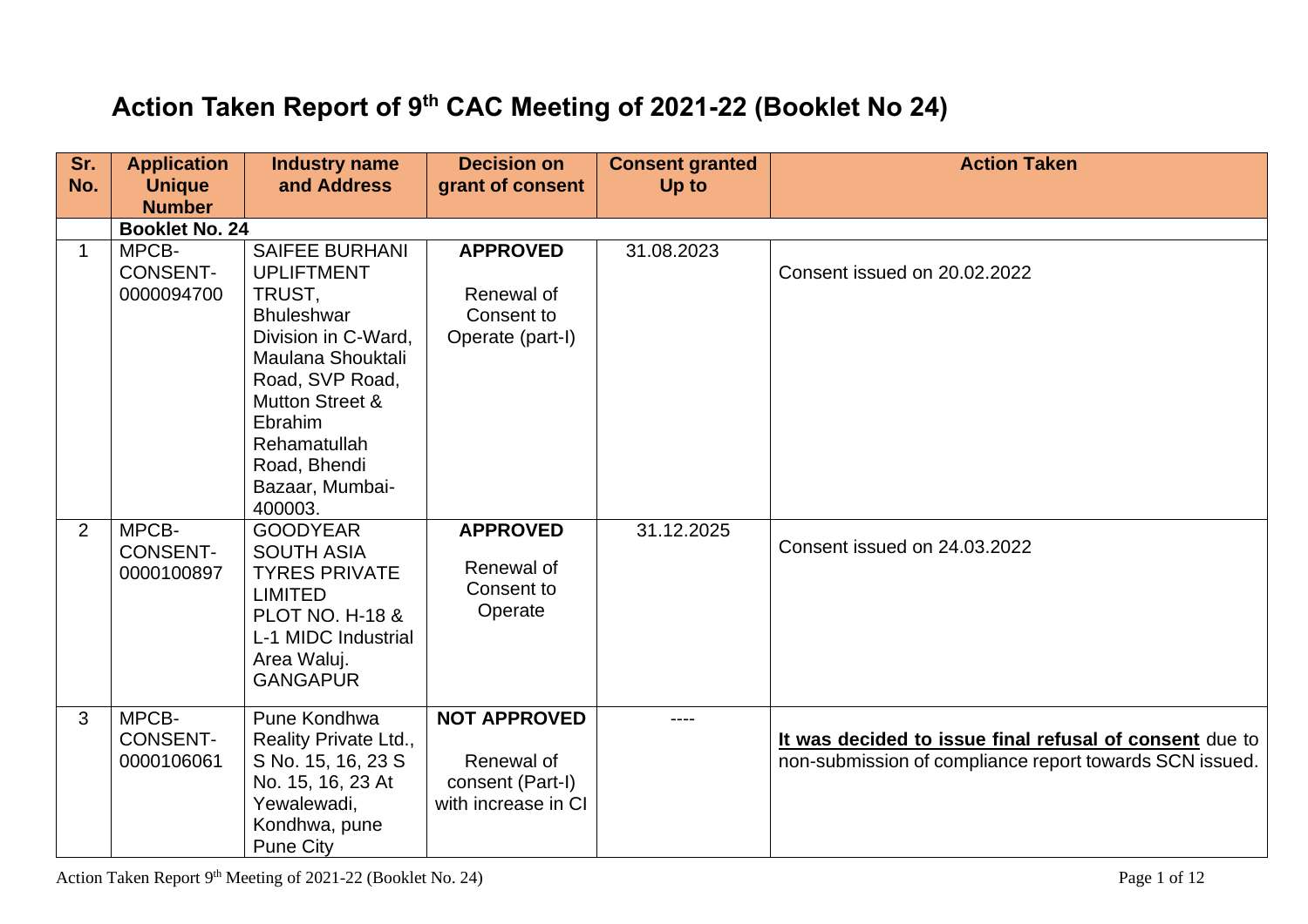# Action Taken Report of 9th CAC Meeting of 2021-22 (Booklet No 24)

| Sr. No. | Application Unique Number | Industry name and Address | Decision on grant of consent | Consent granted Up to | Action Taken |
|---|---|---|---|---|---|
| | **Booklet No. 24** | | | | |
| 1 | MPCB-CONSENT-0000094700 | SAIFEE BURHANI UPLIFTMENT TRUST, Bhuleshwar Division in C-Ward, Maulana Shouktali Road, SVP Road, Mutton Street & Ebrahim Rehamatullah Road, Bhendi Bazaar, Mumbai-400003. | **APPROVED** Renewal of Consent to Operate (part-I) | 31.08.2023 | Consent issued on 20.02.2022 |
| 2 | MPCB-CONSENT-0000100897 | GOODYEAR SOUTH ASIA TYRES PRIVATE LIMITED PLOT NO. H-18 & L-1 MIDC Industrial Area Waluj. GANGAPUR | **APPROVED** Renewal of Consent to Operate | 31.12.2025 | Consent issued on 24.03.2022 |
| 3 | MPCB-CONSENT-0000106061 | Pune Kondhwa Reality Private Ltd., S No. 15, 16, 23 S No. 15, 16, 23 At Yewalewadi, Kondhwa, pune Pune City | **NOT APPROVED** Renewal of consent (Part-I) with increase in CI | ---- | **It was decided to issue final refusal of consent** due to non-submission of compliance report towards SCN issued. |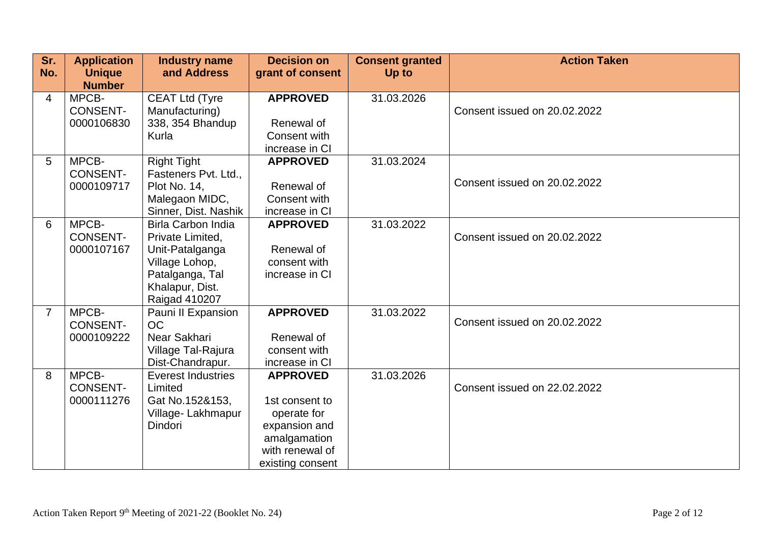| Sr. No. | Application Unique Number | Industry name and Address | Decision on grant of consent | Consent granted Up to | Action Taken |
|---|---|---|---|---|---|
| 4 | MPCB-CONSENT-0000106830 | CEAT Ltd (Tyre Manufacturing) 338, 354 Bhandup Kurla | **APPROVED** Renewal of Consent with increase in CI | 31.03.2026 | Consent issued on 20.02.2022 |
| 5 | MPCB-CONSENT-0000109717 | Right Tight Fasteners Pvt. Ltd., Plot No. 14, Malegaon MIDC, Sinner, Dist. Nashik | **APPROVED** Renewal of Consent with increase in CI | 31.03.2024 | Consent issued on 20.02.2022 |
| 6 | MPCB-CONSENT-0000107167 | Birla Carbon India Private Limited, Unit-Patalganga Village Lohop, Patalganga, Tal Khalapur, Dist. Raigad 410207 | **APPROVED** Renewal of consent with increase in CI | 31.03.2022 | Consent issued on 20.02.2022 |
| 7 | MPCB-CONSENT-0000109222 | Pauni II Expansion OC Near Sakhari Village Tal-Rajura Dist-Chandrapur. | **APPROVED** Renewal of consent with increase in CI | 31.03.2022 | Consent issued on 20.02.2022 |
| 8 | MPCB-CONSENT-0000111276 | Everest Industries Limited Gat No.152&153, Village- Lakhmapur Dindori | **APPROVED** 1st consent to operate for expansion and amalgamation with renewal of existing consent | 31.03.2026 | Consent issued on 22.02.2022 |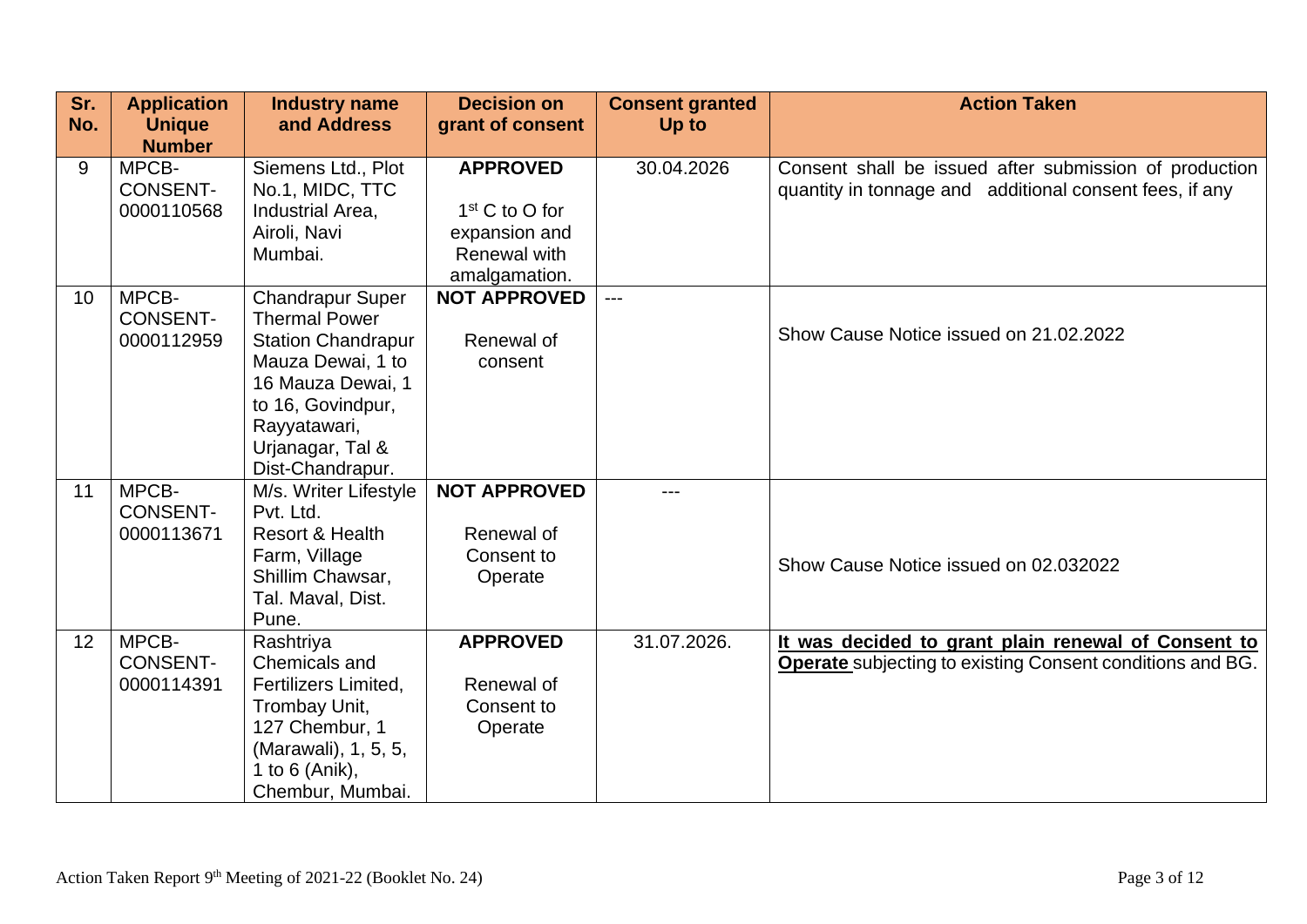| Sr. No. | Application Unique Number | Industry name and Address | Decision on grant of consent | Consent granted Up to | Action Taken |
|---|---|---|---|---|---|
| 9 | MPCB-CONSENT-0000110568 | Siemens Ltd., Plot No.1, MIDC, TTC Industrial Area, Airoli, Navi Mumbai. | **APPROVED**<br><br>1st C to O for expansion and Renewal with amalgamation. | 30.04.2026 | Consent shall be issued after submission of production quantity in tonnage and additional consent fees, if any |
| 10 | MPCB-CONSENT-0000112959 | Chandrapur Super Thermal Power Station Chandrapur Mauza Dewai, 1 to 16 Mauza Dewai, 1 to 16, Govindpur, Rayyatawari, Urjanagar, Tal & Dist-Chandrapur. | **NOT APPROVED**<br><br>Renewal of consent | --- | Show Cause Notice issued on 21.02.2022 |
| 11 | MPCB-CONSENT-0000113671 | M/s. Writer Lifestyle Pvt. Ltd. Resort & Health Farm, Village Shillim Chawsar, Tal. Maval, Dist. Pune. | **NOT APPROVED**<br><br>Renewal of Consent to Operate | --- | Show Cause Notice issued on 02.032022 |
| 12 | MPCB-CONSENT-0000114391 | Rashtriya Chemicals and Fertilizers Limited, Trombay Unit, 127 Chembur, 1 (Marawali), 1, 5, 5, 1 to 6 (Anik), Chembur, Mumbai. | **APPROVED**<br><br>Renewal of Consent to Operate | 31.07.2026. | **It was decided to grant plain renewal of Consent to Operate** subjecting to existing Consent conditions and BG. |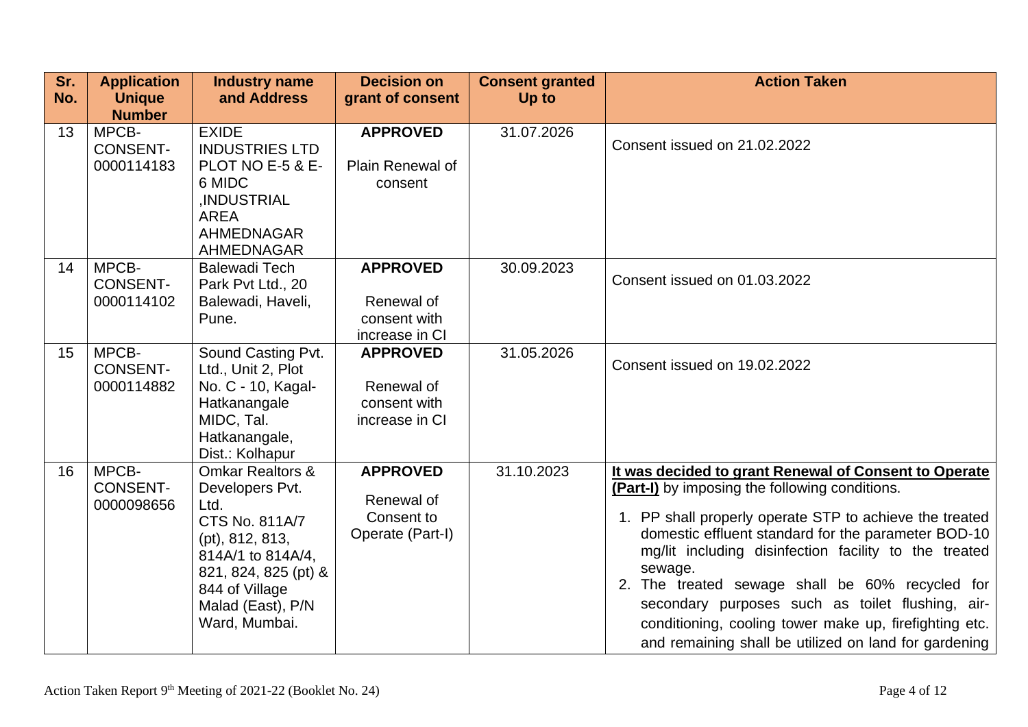| Sr. No. | Application Unique Number | Industry name and Address | Decision on grant of consent | Consent granted Up to | Action Taken |
|---|---|---|---|---|---|
| 13 | MPCB-CONSENT-0000114183 | EXIDE INDUSTRIES LTD PLOT NO E-5 & E-6 MIDC ,INDUSTRIAL AREA AHMEDNAGAR AHMEDNAGAR | **APPROVED** Plain Renewal of consent | 31.07.2026 | Consent issued on 21.02.2022 |
| 14 | MPCB-CONSENT-0000114102 | Balewadi Tech Park Pvt Ltd., 20 Balewadi, Haveli, Pune. | **APPROVED** Renewal of consent with increase in CI | 30.09.2023 | Consent issued on 01.03.2022 |
| 15 | MPCB-CONSENT-0000114882 | Sound Casting Pvt. Ltd., Unit 2, Plot No. C - 10, Kagal-Hatkanangale MIDC, Tal. Hatkanangale, Dist.: Kolhapur | **APPROVED** Renewal of consent with increase in CI | 31.05.2026 | Consent issued on 19.02.2022 |
| 16 | MPCB-CONSENT-0000098656 | Omkar Realtors & Developers Pvt. Ltd. CTS No. 811A/7 (pt), 812, 813, 814A/1 to 814A/4, 821, 824, 825 (pt) & 844 of Village Malad (East), P/N Ward, Mumbai. | **APPROVED** Renewal of Consent to Operate (Part-I) | 31.10.2023 | **It was decided to grant Renewal of Consent to Operate (Part-I)** by imposing the following conditions.<br>1. PP shall properly operate STP to achieve the treated domestic effluent standard for the parameter BOD-10 mg/lit including disinfection facility to the treated sewage.<br>2. The treated sewage shall be 60% recycled for secondary purposes such as toilet flushing, air-conditioning, cooling tower make up, firefighting etc. and remaining shall be utilized on land for gardening |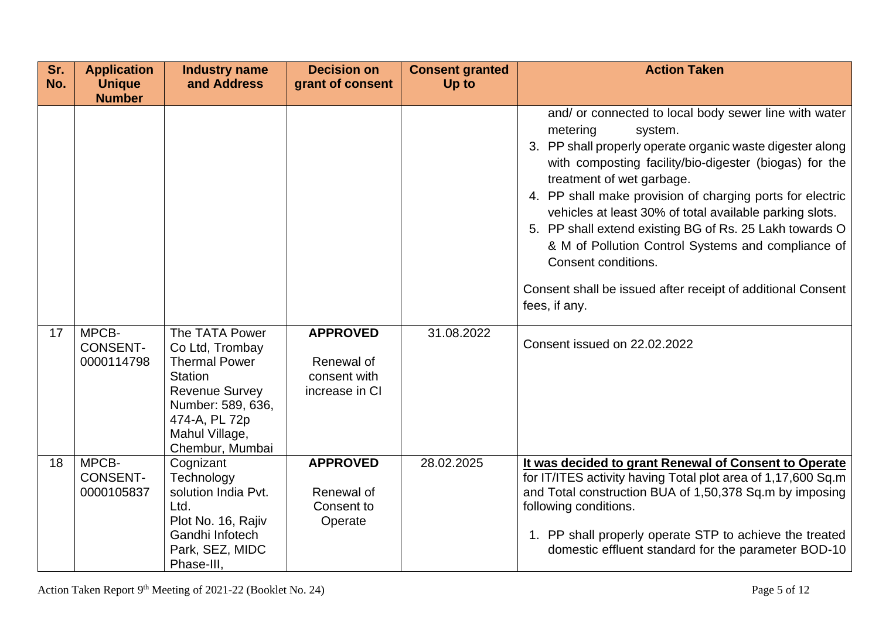| Sr. No. | Application Unique Number | Industry name and Address | Decision on grant of consent | Consent granted Up to | Action Taken |
|---|---|---|---|---|---|
| | | | | | and/ or connected to local body sewer line with water metering system.<br>3. PP shall properly operate organic waste digester along with composting facility/bio-digester (biogas) for the treatment of wet garbage.<br>4. PP shall make provision of charging ports for electric vehicles at least 30% of total available parking slots.<br>5. PP shall extend existing BG of Rs. 25 Lakh towards O & M of Pollution Control Systems and compliance of Consent conditions.<br><br>Consent shall be issued after receipt of additional Consent fees, if any. |
| 17 | MPCB-CONSENT-0000114798 | The TATA Power Co Ltd, Trombay Thermal Power Station Revenue Survey Number: 589, 636, 474-A, PL 72p Mahul Village, Chembur, Mumbai | **APPROVED**<br><br>Renewal of consent with increase in CI | 31.08.2022 | Consent issued on 22.02.2022 |
| 18 | MPCB-CONSENT-0000105837 | Cognizant Technology solution India Pvt. Ltd. Plot No. 16, Rajiv Gandhi Infotech Park, SEZ, MIDC Phase-III, | **APPROVED**<br><br>Renewal of Consent to Operate | 28.02.2025 | **<u>It was decided to grant Renewal of Consent to Operate</u>** for IT/ITES activity having Total plot area of 1,17,600 Sq.m and Total construction BUA of 1,50,378 Sq.m by imposing following conditions.<br><br>1. PP shall properly operate STP to achieve the treated domestic effluent standard for the parameter BOD-10 |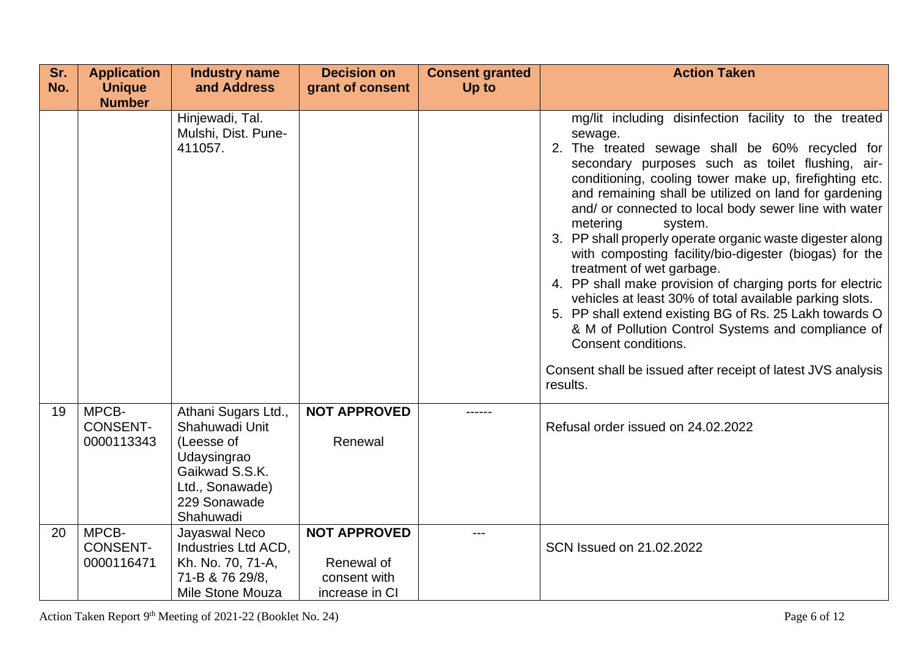| Sr. No. | Application Unique Number | Industry name and Address | Decision on grant of consent | Consent granted Up to | Action Taken |
|---|---|---|---|---|---|
| | | Hinjewadi, Tal. Mulshi, Dist. Pune- 411057. | | | mg/lit including disinfection facility to the treated sewage.<br>2. The treated sewage shall be 60% recycled for secondary purposes such as toilet flushing, air-conditioning, cooling tower make up, firefighting etc. and remaining shall be utilized on land for gardening and/ or connected to local body sewer line with water metering system.<br>3. PP shall properly operate organic waste digester along with composting facility/bio-digester (biogas) for the treatment of wet garbage.<br>4. PP shall make provision of charging ports for electric vehicles at least 30% of total available parking slots.<br>5. PP shall extend existing BG of Rs. 25 Lakh towards O & M of Pollution Control Systems and compliance of Consent conditions.<br><br>Consent shall be issued after receipt of latest JVS analysis results. |
| 19 | MPCB-CONSENT-0000113343 | Athani Sugars Ltd., Shahuwadi Unit (Leesse of Udaysingrao Gaikwad S.S.K. Ltd., Sonawade) 229 Sonawade Shahuwadi | **NOT APPROVED**<br><br>Renewal | ------ | Refusal order issued on 24.02.2022 |
| 20 | MPCB-CONSENT-0000116471 | Jayaswal Neco Industries Ltd ACD, Kh. No. 70, 71-A, 71-B & 76 29/8, Mile Stone Mouza | **NOT APPROVED**<br><br>Renewal of consent with increase in CI | --- | SCN Issued on 21.02.2022 |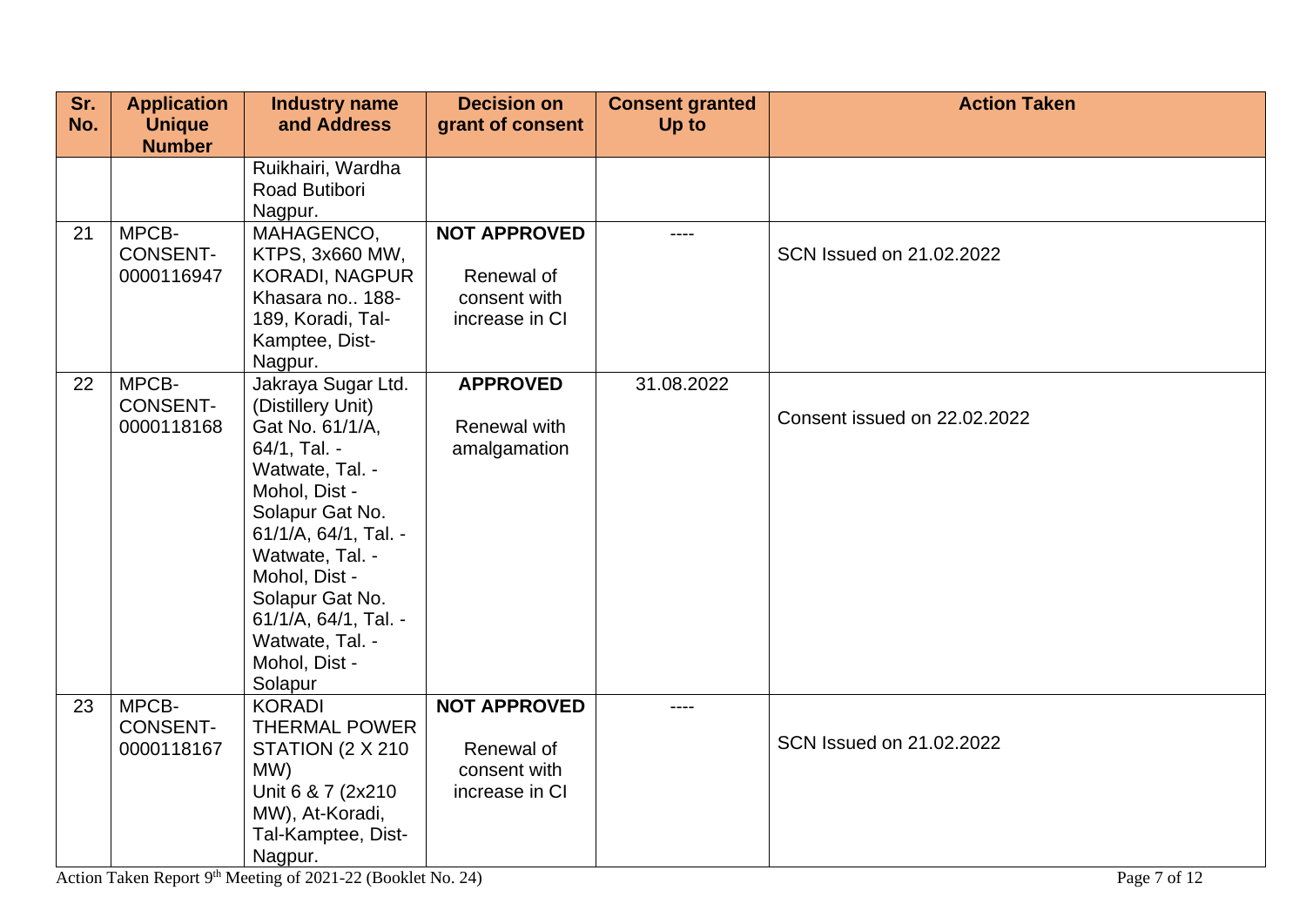| Sr. No. | Application Unique Number | Industry name and Address | Decision on grant of consent | Consent granted Up to | Action Taken |
|---|---|---|---|---|---|
| | | Ruikhairi, Wardha Road Butibori Nagpur. | | | |
| 21 | MPCB-CONSENT-0000116947 | MAHAGENCO, KTPS, 3x660 MW, KORADI, NAGPUR Khasara no.. 188-189, Koradi, Tal-Kamptee, Dist-Nagpur. | **NOT APPROVED** Renewal of consent with increase in CI | ---- | SCN Issued on 21.02.2022 |
| 22 | MPCB-CONSENT-0000118168 | Jakraya Sugar Ltd. (Distillery Unit) Gat No. 61/1/A, 64/1, Tal. - Watwate, Tal. - Mohol, Dist - Solapur Gat No. 61/1/A, 64/1, Tal. - Watwate, Tal. - Mohol, Dist - Solapur Gat No. 61/1/A, 64/1, Tal. - Watwate, Tal. - Mohol, Dist - Solapur | **APPROVED** Renewal with amalgamation | 31.08.2022 | Consent issued on 22.02.2022 |
| 23 | MPCB-CONSENT-0000118167 | KORADI THERMAL POWER STATION (2 X 210 MW) Unit 6 & 7 (2x210 MW), At-Koradi, Tal-Kamptee, Dist-Nagpur. | **NOT APPROVED** Renewal of consent with increase in CI | ---- | SCN Issued on 21.02.2022 |

Action Taken Report 9th Meeting of 2021-22 (Booklet No. 24)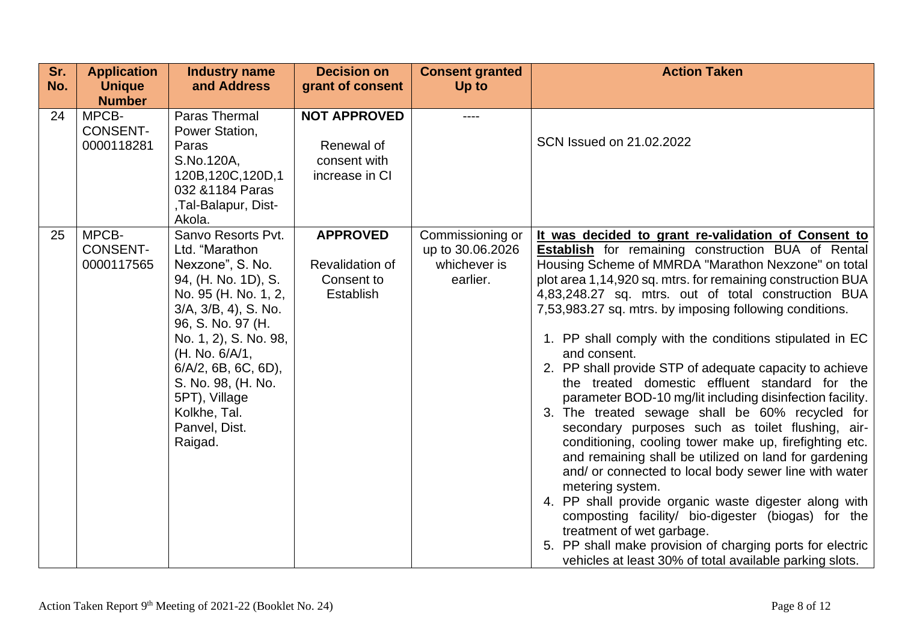| Sr. No. | Application Unique Number | Industry name and Address | Decision on grant of consent | Consent granted Up to | Action Taken |
|---|---|---|---|---|---|
| 24 | MPCB-CONSENT-0000118281 | Paras Thermal Power Station, Paras S.No.120A, 120B,120C,120D,1032 &1184 Paras ,Tal-Balapur, Dist-Akola. | **NOT APPROVED** Renewal of consent with increase in CI | ---- | SCN Issued on 21.02.2022 |
| 25 | MPCB-CONSENT-0000117565 | Sanvo Resorts Pvt. Ltd. "Marathon Nexzone", S. No. 94, (H. No. 1D), S. No. 95 (H. No. 1, 2, 3/A, 3/B, 4), S. No. 96, S. No. 97 (H. No. 1, 2), S. No. 98, (H. No. 6/A/1, 6/A/2, 6B, 6C, 6D), S. No. 98, (H. No. 5PT), Village Kolkhe, Tal. Panvel, Dist. Raigad. | **APPROVED** Revalidation of Consent to Establish | Commissioning or up to 30.06.2026 whichever is earlier. | **It was decided to grant re-validation of Consent to Establish** for remaining construction BUA of Rental Housing Scheme of MMRDA "Marathon Nexzone" on total plot area 1,14,920 sq. mtrs. for remaining construction BUA 4,83,248.27 sq. mtrs. out of total construction BUA 7,53,983.27 sq. mtrs. by imposing following conditions.<br>1. PP shall comply with the conditions stipulated in EC and consent.<br>2. PP shall provide STP of adequate capacity to achieve the treated domestic effluent standard for the parameter BOD-10 mg/lit including disinfection facility.<br>3. The treated sewage shall be 60% recycled for secondary purposes such as toilet flushing, air-conditioning, cooling tower make up, firefighting etc. and remaining shall be utilized on land for gardening and/ or connected to local body sewer line with water metering system.<br>4. PP shall provide organic waste digester along with composting facility/ bio-digester (biogas) for the treatment of wet garbage.<br>5. PP shall make provision of charging ports for electric vehicles at least 30% of total available parking slots. |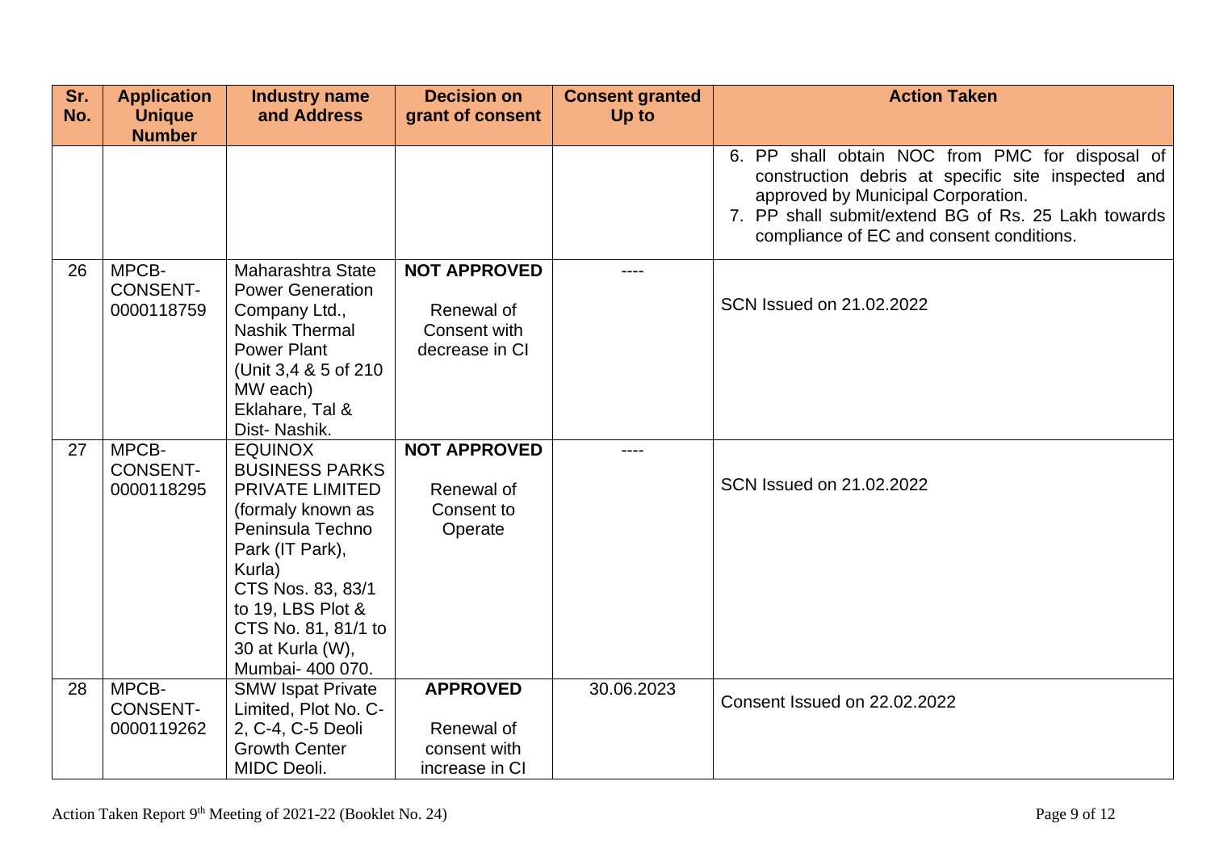| Sr. No. | Application Unique Number | Industry name and Address | Decision on grant of consent | Consent granted Up to | Action Taken |
|---|---|---|---|---|---|
| | | | | | 6. PP shall obtain NOC from PMC for disposal of construction debris at specific site inspected and approved by Municipal Corporation.<br>7. PP shall submit/extend BG of Rs. 25 Lakh towards compliance of EC and consent conditions. |
| 26 | MPCB-CONSENT-0000118759 | Maharashtra State Power Generation Company Ltd., Nashik Thermal Power Plant (Unit 3,4 & 5 of 210 MW each) Eklahare, Tal & Dist- Nashik. | **NOT APPROVED**<br>Renewal of Consent with decrease in CI | ---- | SCN Issued on 21.02.2022 |
| 27 | MPCB-CONSENT-0000118295 | EQUINOX BUSINESS PARKS PRIVATE LIMITED (formaly known as Peninsula Techno Park (IT Park), Kurla) CTS Nos. 83, 83/1 to 19, LBS Plot & CTS No. 81, 81/1 to 30 at Kurla (W), Mumbai- 400 070. | **NOT APPROVED**<br>Renewal of Consent to Operate | ---- | SCN Issued on 21.02.2022 |
| 28 | MPCB-CONSENT-0000119262 | SMW Ispat Private Limited, Plot No. C-2, C-4, C-5 Deoli Growth Center MIDC Deoli. | **APPROVED**<br>Renewal of consent with increase in CI | 30.06.2023 | Consent Issued on 22.02.2022 |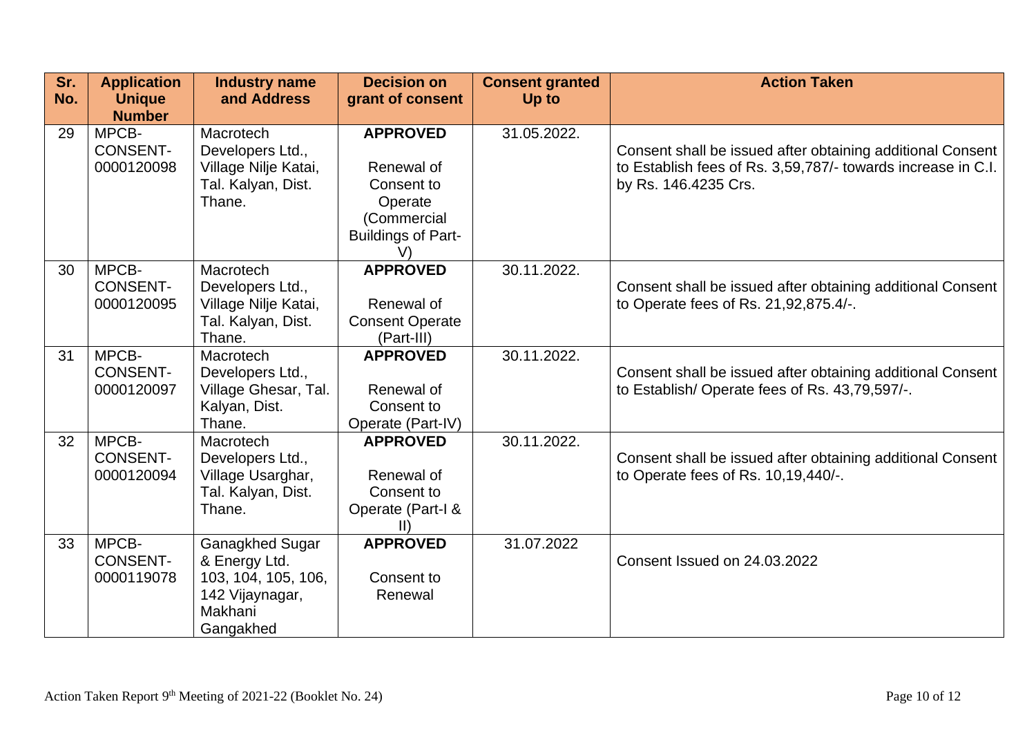| Sr. No. | Application Unique Number | Industry name and Address | Decision on grant of consent | Consent granted Up to | Action Taken |
|---|---|---|---|---|---|
| 29 | MPCB-CONSENT-0000120098 | Macrotech Developers Ltd., Village Nilje Katai, Tal. Kalyan, Dist. Thane. | **APPROVED** Renewal of Consent to Operate (Commercial Buildings of Part-V) | 31.05.2022. | Consent shall be issued after obtaining additional Consent to Establish fees of Rs. 3,59,787/- towards increase in C.I. by Rs. 146.4235 Crs. |
| 30 | MPCB-CONSENT-0000120095 | Macrotech Developers Ltd., Village Nilje Katai, Tal. Kalyan, Dist. Thane. | **APPROVED** Renewal of Consent Operate (Part-III) | 30.11.2022. | Consent shall be issued after obtaining additional Consent to Operate fees of Rs. 21,92,875.4/-. |
| 31 | MPCB-CONSENT-0000120097 | Macrotech Developers Ltd., Village Ghesar, Tal. Kalyan, Dist. Thane. | **APPROVED** Renewal of Consent to Operate (Part-IV) | 30.11.2022. | Consent shall be issued after obtaining additional Consent to Establish/ Operate fees of Rs. 43,79,597/-. |
| 32 | MPCB-CONSENT-0000120094 | Macrotech Developers Ltd., Village Usarghar, Tal. Kalyan, Dist. Thane. | **APPROVED** Renewal of Consent to Operate (Part-I & II) | 30.11.2022. | Consent shall be issued after obtaining additional Consent to Operate fees of Rs. 10,19,440/-. |
| 33 | MPCB-CONSENT-0000119078 | Ganagkhed Sugar & Energy Ltd. 103, 104, 105, 106, 142 Vijaynagar, Makhani Gangakhed | **APPROVED** Consent to Renewal | 31.07.2022 | Consent Issued on 24.03.2022 |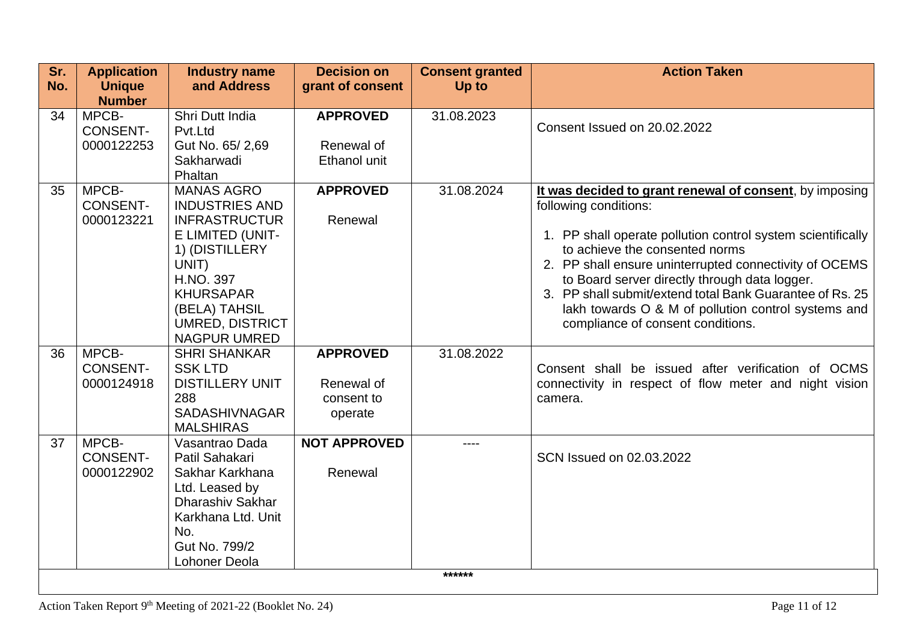| Sr. No. | Application Unique Number | Industry name and Address | Decision on grant of consent | Consent granted Up to | Action Taken |
|---|---|---|---|---|---|
| 34 | MPCB-CONSENT-0000122253 | Shri Dutt India Pvt.Ltd Gut No. 65/ 2,69 Sakharwadi Phaltan | **APPROVED** Renewal of Ethanol unit | 31.08.2023 | Consent Issued on 20.02.2022 |
| 35 | MPCB-CONSENT-0000123221 | MANAS AGRO INDUSTRIES AND INFRASTRUCTURE LIMITED (UNIT-1) (DISTILLERY UNIT) H.NO. 397 KHURSAPAR (BELA) TAHSIL UMRED, DISTRICT NAGPUR UMRED | **APPROVED** Renewal | 31.08.2024 | **It was decided to grant renewal of consent**, by imposing following conditions: 1. PP shall operate pollution control system scientifically to achieve the consented norms 2. PP shall ensure uninterrupted connectivity of OCEMS to Board server directly through data logger. 3. PP shall submit/extend total Bank Guarantee of Rs. 25 lakh towards O & M of pollution control systems and compliance of consent conditions. |
| 36 | MPCB-CONSENT-0000124918 | SHRI SHANKAR SSK LTD DISTILLERY UNIT 288 SADASHIVNAGAR MALSHIRAS | **APPROVED** Renewal of consent to operate | 31.08.2022 | Consent shall be issued after verification of OCMS connectivity in respect of flow meter and night vision camera. |
| 37 | MPCB-CONSENT-0000122902 | Vasantrao Dada Patil Sahakari Sakhar Karkhana Ltd. Leased by Dharashiv Sakhar Karkhana Ltd. Unit No. Gut No. 799/2 Lohoner Deola | **NOT APPROVED** Renewal | ---- | SCN Issued on 02.03.2022 |

******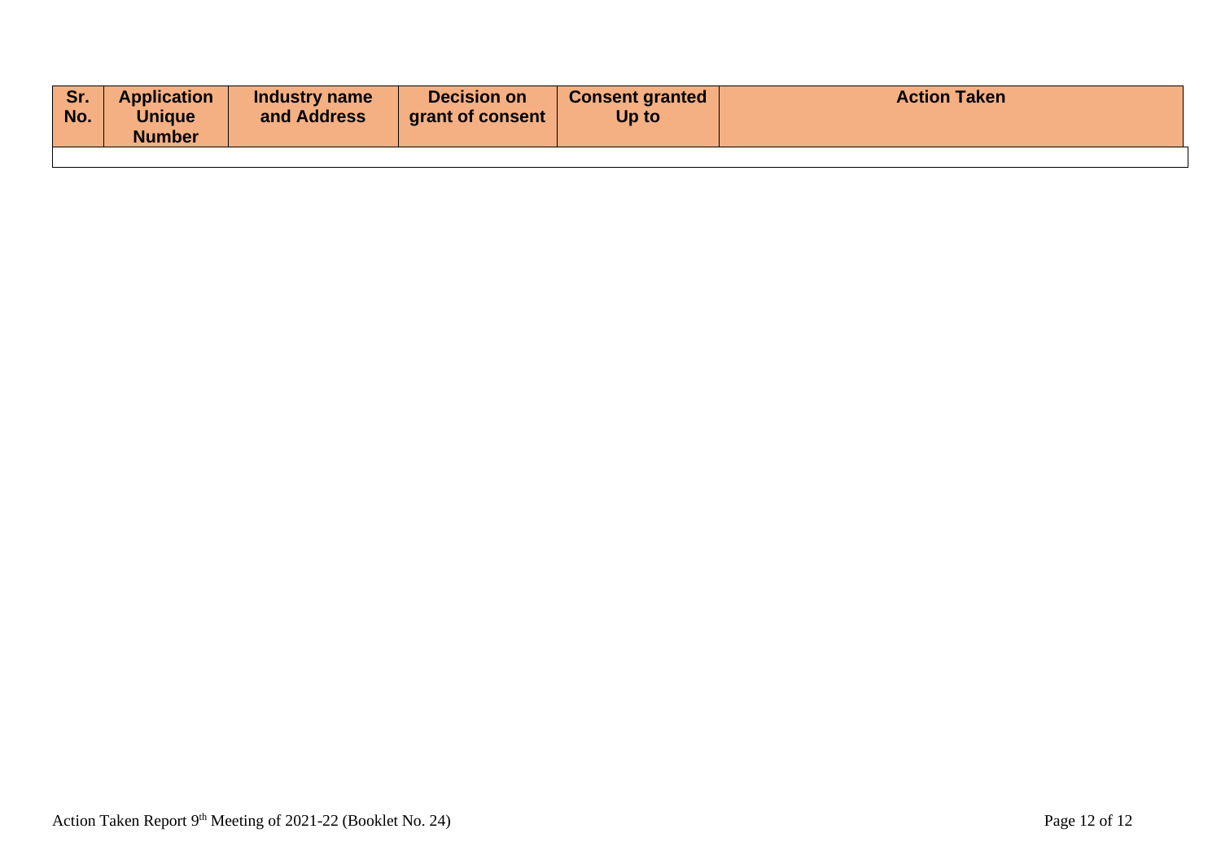| Sr. No. | Application Unique Number | Industry name and Address | Decision on grant of consent | Consent granted Up to | Action Taken |
|---|---|---|---|---|---|
| | | | | | |